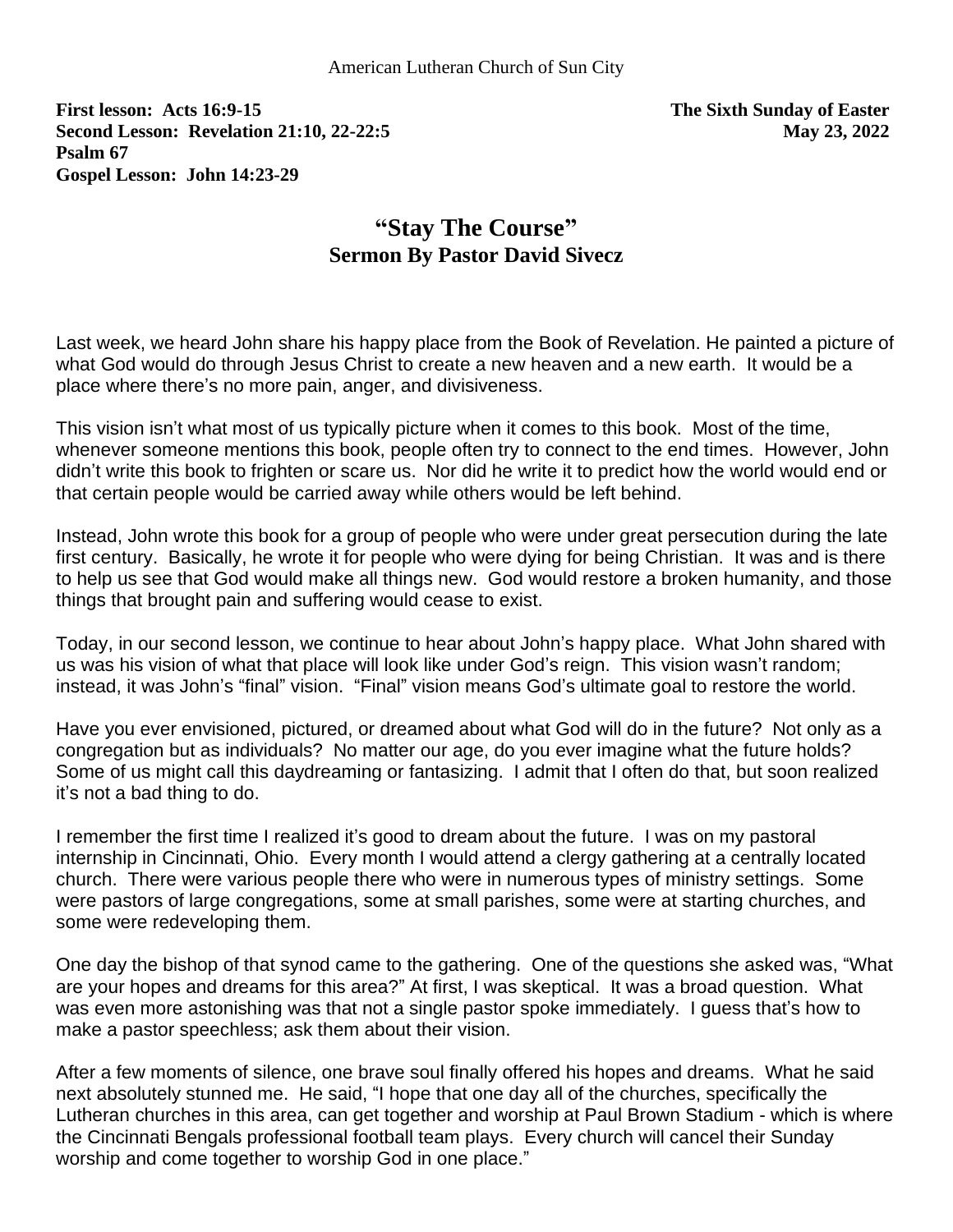American Lutheran Church of Sun City

**First lesson: Acts 16:9-15**
**Second Lesson: Revelation 21:10, 22-22:5**
**Psalm 67**
**Gospel Lesson: John 14:23-29**

**The Sixth Sunday of Easter**
**May 23, 2022**

## "Stay The Course"
### Sermon By Pastor David Sivecz

Last week, we heard John share his happy place from the Book of Revelation. He painted a picture of what God would do through Jesus Christ to create a new heaven and a new earth. It would be a place where there's no more pain, anger, and divisiveness.

This vision isn't what most of us typically picture when it comes to this book. Most of the time, whenever someone mentions this book, people often try to connect to the end times. However, John didn't write this book to frighten or scare us. Nor did he write it to predict how the world would end or that certain people would be carried away while others would be left behind.

Instead, John wrote this book for a group of people who were under great persecution during the late first century. Basically, he wrote it for people who were dying for being Christian. It was and is there to help us see that God would make all things new. God would restore a broken humanity, and those things that brought pain and suffering would cease to exist.

Today, in our second lesson, we continue to hear about John's happy place. What John shared with us was his vision of what that place will look like under God's reign. This vision wasn't random; instead, it was John's "final" vision. "Final" vision means God's ultimate goal to restore the world.

Have you ever envisioned, pictured, or dreamed about what God will do in the future? Not only as a congregation but as individuals? No matter our age, do you ever imagine what the future holds? Some of us might call this daydreaming or fantasizing. I admit that I often do that, but soon realized it's not a bad thing to do.

I remember the first time I realized it's good to dream about the future. I was on my pastoral internship in Cincinnati, Ohio. Every month I would attend a clergy gathering at a centrally located church. There were various people there who were in numerous types of ministry settings. Some were pastors of large congregations, some at small parishes, some were at starting churches, and some were redeveloping them.

One day the bishop of that synod came to the gathering. One of the questions she asked was, "What are your hopes and dreams for this area?" At first, I was skeptical. It was a broad question. What was even more astonishing was that not a single pastor spoke immediately. I guess that's how to make a pastor speechless; ask them about their vision.

After a few moments of silence, one brave soul finally offered his hopes and dreams. What he said next absolutely stunned me. He said, "I hope that one day all of the churches, specifically the Lutheran churches in this area, can get together and worship at Paul Brown Stadium - which is where the Cincinnati Bengals professional football team plays. Every church will cancel their Sunday worship and come together to worship God in one place."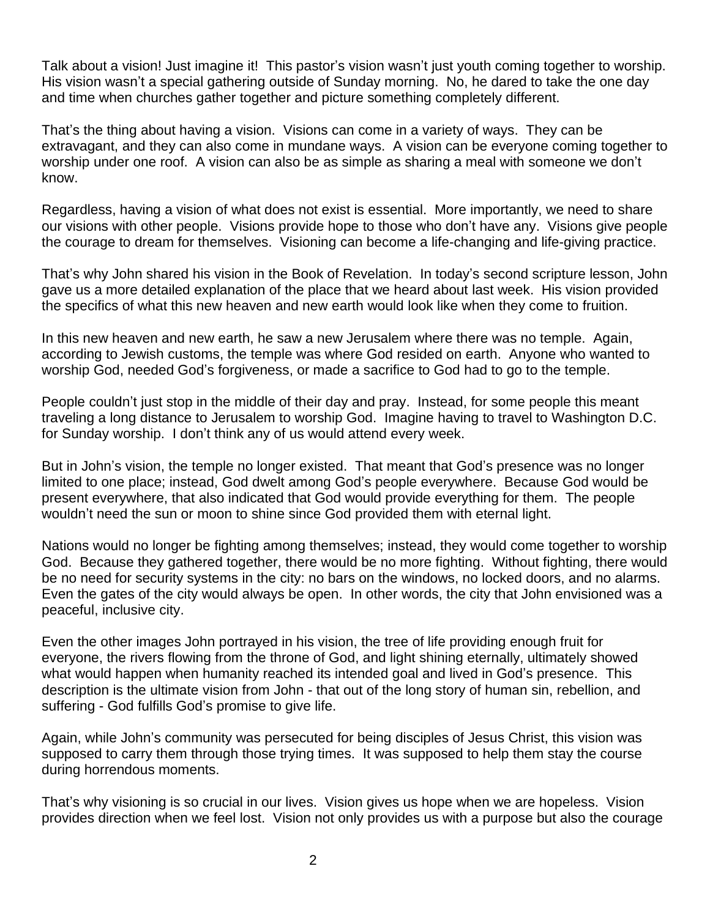Talk about a vision! Just imagine it! This pastor's vision wasn't just youth coming together to worship. His vision wasn't a special gathering outside of Sunday morning. No, he dared to take the one day and time when churches gather together and picture something completely different.

That's the thing about having a vision. Visions can come in a variety of ways. They can be extravagant, and they can also come in mundane ways. A vision can be everyone coming together to worship under one roof. A vision can also be as simple as sharing a meal with someone we don't know.

Regardless, having a vision of what does not exist is essential. More importantly, we need to share our visions with other people. Visions provide hope to those who don't have any. Visions give people the courage to dream for themselves. Visioning can become a life-changing and life-giving practice.

That's why John shared his vision in the Book of Revelation. In today's second scripture lesson, John gave us a more detailed explanation of the place that we heard about last week. His vision provided the specifics of what this new heaven and new earth would look like when they come to fruition.

In this new heaven and new earth, he saw a new Jerusalem where there was no temple. Again, according to Jewish customs, the temple was where God resided on earth. Anyone who wanted to worship God, needed God's forgiveness, or made a sacrifice to God had to go to the temple.

People couldn't just stop in the middle of their day and pray. Instead, for some people this meant traveling a long distance to Jerusalem to worship God. Imagine having to travel to Washington D.C. for Sunday worship. I don't think any of us would attend every week.

But in John's vision, the temple no longer existed. That meant that God's presence was no longer limited to one place; instead, God dwelt among God's people everywhere. Because God would be present everywhere, that also indicated that God would provide everything for them. The people wouldn't need the sun or moon to shine since God provided them with eternal light.

Nations would no longer be fighting among themselves; instead, they would come together to worship God. Because they gathered together, there would be no more fighting. Without fighting, there would be no need for security systems in the city: no bars on the windows, no locked doors, and no alarms. Even the gates of the city would always be open. In other words, the city that John envisioned was a peaceful, inclusive city.

Even the other images John portrayed in his vision, the tree of life providing enough fruit for everyone, the rivers flowing from the throne of God, and light shining eternally, ultimately showed what would happen when humanity reached its intended goal and lived in God's presence. This description is the ultimate vision from John - that out of the long story of human sin, rebellion, and suffering - God fulfills God's promise to give life.

Again, while John's community was persecuted for being disciples of Jesus Christ, this vision was supposed to carry them through those trying times. It was supposed to help them stay the course during horrendous moments.

That's why visioning is so crucial in our lives. Vision gives us hope when we are hopeless. Vision provides direction when we feel lost. Vision not only provides us with a purpose but also the courage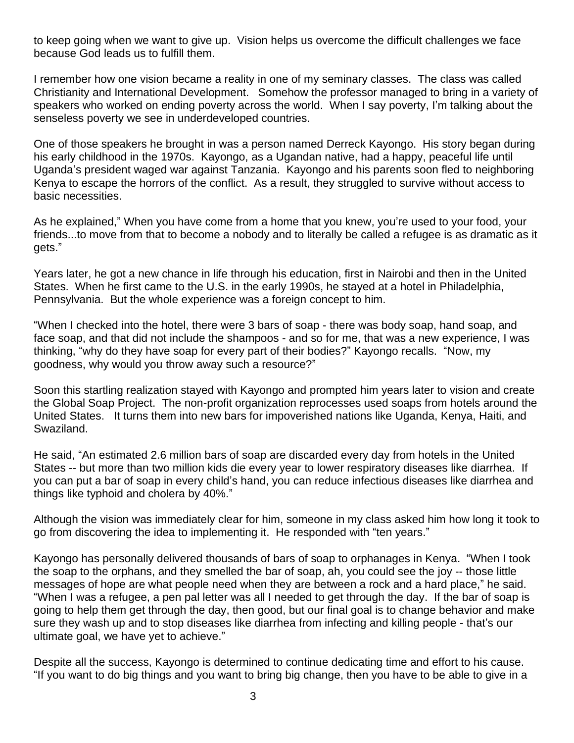to keep going when we want to give up. Vision helps us overcome the difficult challenges we face because God leads us to fulfill them.

I remember how one vision became a reality in one of my seminary classes. The class was called Christianity and International Development. Somehow the professor managed to bring in a variety of speakers who worked on ending poverty across the world. When I say poverty, I'm talking about the senseless poverty we see in underdeveloped countries.

One of those speakers he brought in was a person named Derreck Kayongo. His story began during his early childhood in the 1970s. Kayongo, as a Ugandan native, had a happy, peaceful life until Uganda's president waged war against Tanzania. Kayongo and his parents soon fled to neighboring Kenya to escape the horrors of the conflict. As a result, they struggled to survive without access to basic necessities.

As he explained," When you have come from a home that you knew, you're used to your food, your friends...to move from that to become a nobody and to literally be called a refugee is as dramatic as it gets."

Years later, he got a new chance in life through his education, first in Nairobi and then in the United States. When he first came to the U.S. in the early 1990s, he stayed at a hotel in Philadelphia, Pennsylvania. But the whole experience was a foreign concept to him.

"When I checked into the hotel, there were 3 bars of soap - there was body soap, hand soap, and face soap, and that did not include the shampoos - and so for me, that was a new experience, I was thinking, "why do they have soap for every part of their bodies?" Kayongo recalls. "Now, my goodness, why would you throw away such a resource?"

Soon this startling realization stayed with Kayongo and prompted him years later to vision and create the Global Soap Project. The non-profit organization reprocesses used soaps from hotels around the United States. It turns them into new bars for impoverished nations like Uganda, Kenya, Haiti, and Swaziland.

He said, "An estimated 2.6 million bars of soap are discarded every day from hotels in the United States -- but more than two million kids die every year to lower respiratory diseases like diarrhea. If you can put a bar of soap in every child's hand, you can reduce infectious diseases like diarrhea and things like typhoid and cholera by 40%."

Although the vision was immediately clear for him, someone in my class asked him how long it took to go from discovering the idea to implementing it. He responded with "ten years."

Kayongo has personally delivered thousands of bars of soap to orphanages in Kenya. "When I took the soap to the orphans, and they smelled the bar of soap, ah, you could see the joy -- those little messages of hope are what people need when they are between a rock and a hard place," he said. "When I was a refugee, a pen pal letter was all I needed to get through the day. If the bar of soap is going to help them get through the day, then good, but our final goal is to change behavior and make sure they wash up and to stop diseases like diarrhea from infecting and killing people - that's our ultimate goal, we have yet to achieve."

Despite all the success, Kayongo is determined to continue dedicating time and effort to his cause. "If you want to do big things and you want to bring big change, then you have to be able to give in a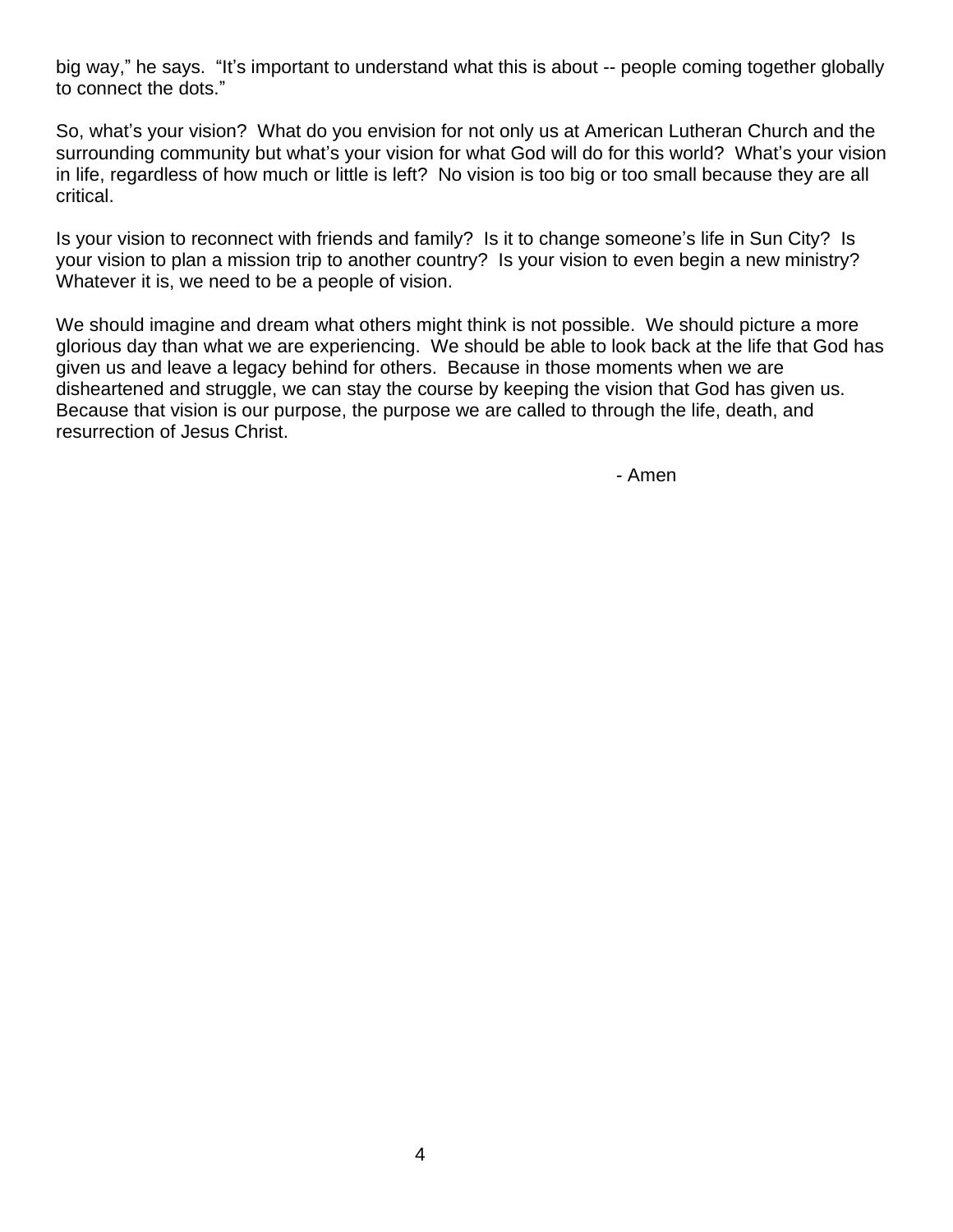big way," he says. "It's important to understand what this is about -- people coming together globally to connect the dots."

So, what's your vision? What do you envision for not only us at American Lutheran Church and the surrounding community but what's your vision for what God will do for this world? What's your vision in life, regardless of how much or little is left? No vision is too big or too small because they are all critical.

Is your vision to reconnect with friends and family? Is it to change someone's life in Sun City? Is your vision to plan a mission trip to another country? Is your vision to even begin a new ministry? Whatever it is, we need to be a people of vision.

We should imagine and dream what others might think is not possible. We should picture a more glorious day than what we are experiencing. We should be able to look back at the life that God has given us and leave a legacy behind for others. Because in those moments when we are disheartened and struggle, we can stay the course by keeping the vision that God has given us. Because that vision is our purpose, the purpose we are called to through the life, death, and resurrection of Jesus Christ.

- Amen